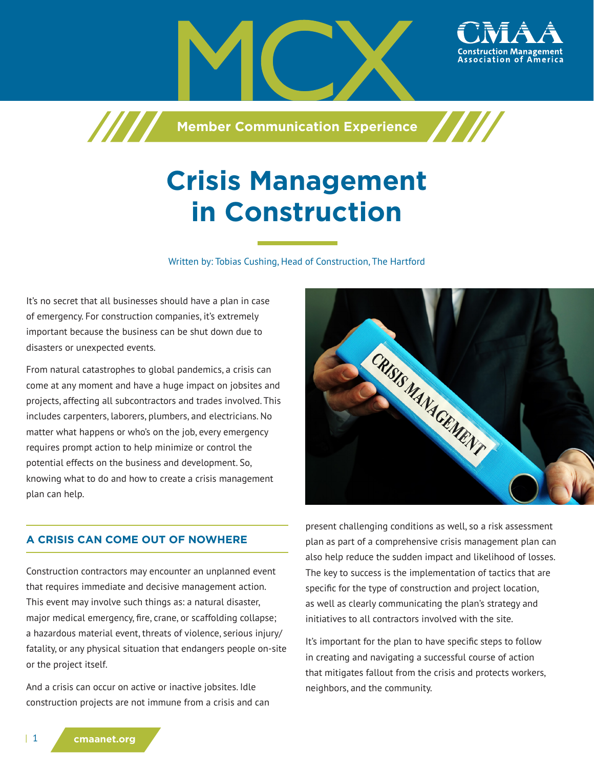MCX

Member Communication Experience

# Crisis Management in Construction

Written by: Tobias Cushing, Head of Construction, The Hartford

It's no secret that all businesses should have a plan in case of emergency. For construction companies, it's extremely important because the business can be shut down due to disasters or unexpected events.

From natural catastrophes to global pandemics, a crisis can come at any moment and have a huge impact on jobsites and projects, affecting all subcontractors and trades involved. This includes carpenters, laborers, plumbers, and electricians. No matter what happens or who's on the job, every emergency requires prompt action to help minimize or control the potential effects on the business and development. So, knowing what to do and how to create a crisis management plan can help.

## A CRISIS CAN COME OUT OF NOWHERE

Construction contractors may encounter an unplanned event that requires immediate and decisive management action. This event may involve such things as: a natural disaster, major medical emergency, fire, crane, or scaffolding collapse; a hazardous material event, threats of violence, serious injury/fatality, or any physical situation that endangers people on-site or the project itself.

And a crisis can occur on active or inactive jobsites. Idle construction projects are not immune from a crisis and can present challenging conditions as well, so a risk assessment plan as part of a comprehensive crisis management plan can also help reduce the sudden impact and likelihood of losses. The key to success is the implementation of tactics that are specific for the type of construction and project location, as well as clearly communicating the plan's strategy and initiatives to all contractors involved with the site.

It's important for the plan to have specific steps to follow in creating and navigating a successful course of action that mitigates fallout from the crisis and protects workers, neighbors, and the community.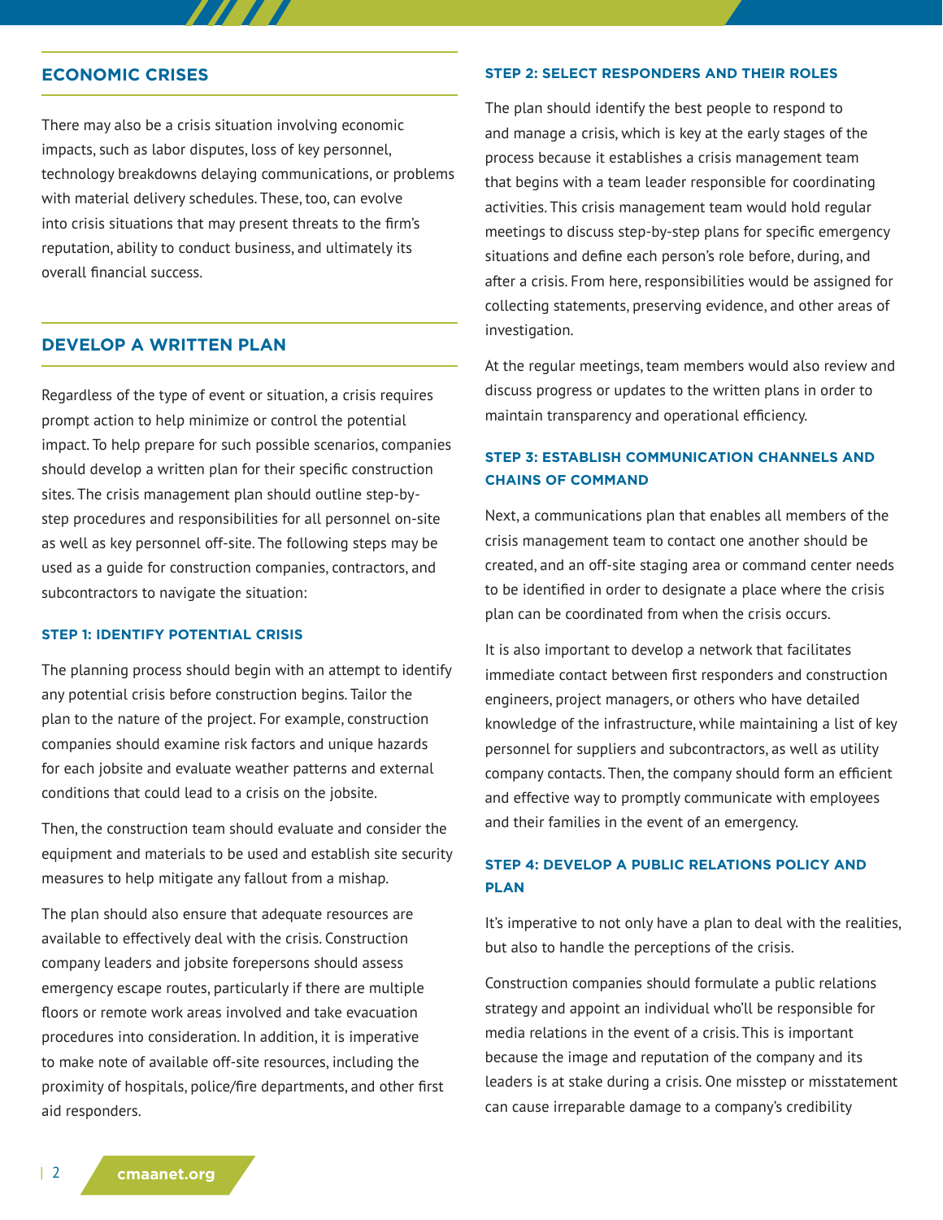## ECONOMIC CRISES

There may also be a crisis situation involving economic impacts, such as labor disputes, loss of key personnel, technology breakdowns delaying communications, or problems with material delivery schedules. These, too, can evolve into crisis situations that may present threats to the firm's reputation, ability to conduct business, and ultimately its overall financial success.

## DEVELOP A WRITTEN PLAN

Regardless of the type of event or situation, a crisis requires prompt action to help minimize or control the potential impact. To help prepare for such possible scenarios, companies should develop a written plan for their specific construction sites. The crisis management plan should outline step-by-step procedures and responsibilities for all personnel on-site as well as key personnel off-site. The following steps may be used as a guide for construction companies, contractors, and subcontractors to navigate the situation:

### STEP 1: IDENTIFY POTENTIAL CRISIS

The planning process should begin with an attempt to identify any potential crisis before construction begins. Tailor the plan to the nature of the project. For example, construction companies should examine risk factors and unique hazards for each jobsite and evaluate weather patterns and external conditions that could lead to a crisis on the jobsite.

Then, the construction team should evaluate and consider the equipment and materials to be used and establish site security measures to help mitigate any fallout from a mishap.

The plan should also ensure that adequate resources are available to effectively deal with the crisis. Construction company leaders and jobsite forepersons should assess emergency escape routes, particularly if there are multiple floors or remote work areas involved and take evacuation procedures into consideration. In addition, it is imperative to make note of available off-site resources, including the proximity of hospitals, police/fire departments, and other first aid responders.

### STEP 2: SELECT RESPONDERS AND THEIR ROLES

The plan should identify the best people to respond to and manage a crisis, which is key at the early stages of the process because it establishes a crisis management team that begins with a team leader responsible for coordinating activities. This crisis management team would hold regular meetings to discuss step-by-step plans for specific emergency situations and define each person's role before, during, and after a crisis. From here, responsibilities would be assigned for collecting statements, preserving evidence, and other areas of investigation.

At the regular meetings, team members would also review and discuss progress or updates to the written plans in order to maintain transparency and operational efficiency.

### STEP 3: ESTABLISH COMMUNICATION CHANNELS AND CHAINS OF COMMAND

Next, a communications plan that enables all members of the crisis management team to contact one another should be created, and an off-site staging area or command center needs to be identified in order to designate a place where the crisis plan can be coordinated from when the crisis occurs.

It is also important to develop a network that facilitates immediate contact between first responders and construction engineers, project managers, or others who have detailed knowledge of the infrastructure, while maintaining a list of key personnel for suppliers and subcontractors, as well as utility company contacts. Then, the company should form an efficient and effective way to promptly communicate with employees and their families in the event of an emergency.

### STEP 4: DEVELOP A PUBLIC RELATIONS POLICY AND PLAN

It's imperative to not only have a plan to deal with the realities, but also to handle the perceptions of the crisis.

Construction companies should formulate a public relations strategy and appoint an individual who'll be responsible for media relations in the event of a crisis. This is important because the image and reputation of the company and its leaders is at stake during a crisis. One misstep or misstatement can cause irreparable damage to a company's credibility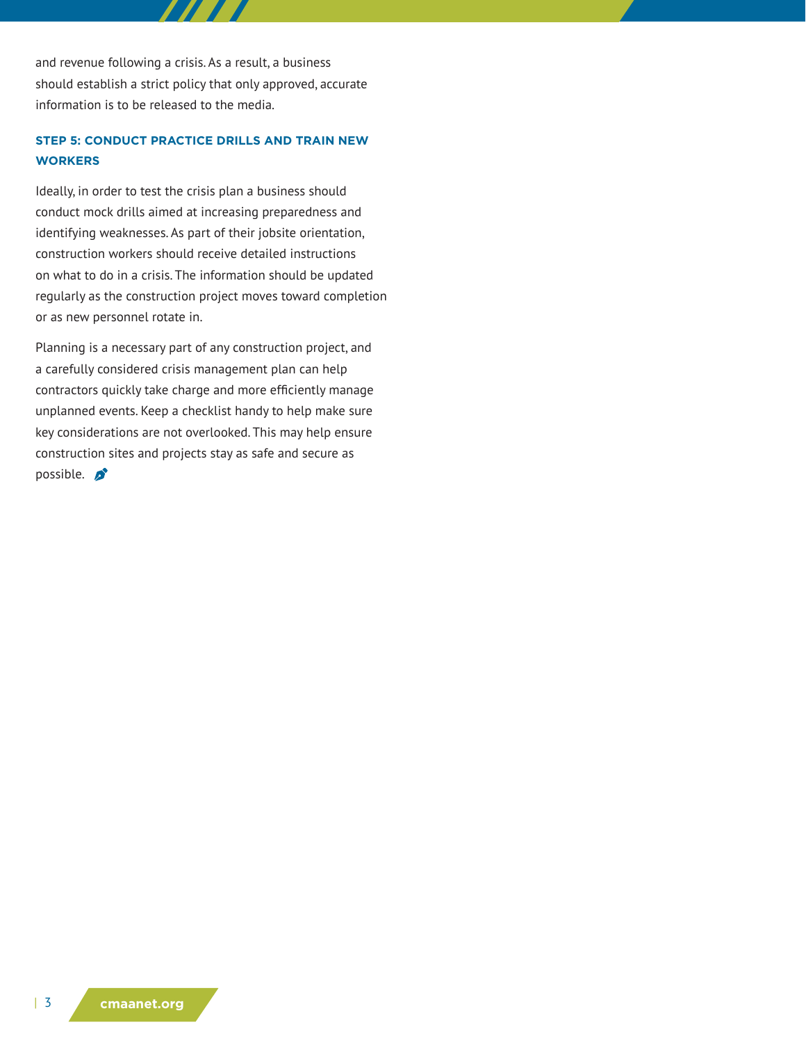and revenue following a crisis. As a result, a business should establish a strict policy that only approved, accurate information is to be released to the media.

### STEP 5: CONDUCT PRACTICE DRILLS AND TRAIN NEW WORKERS

Ideally, in order to test the crisis plan a business should conduct mock drills aimed at increasing preparedness and identifying weaknesses. As part of their jobsite orientation, construction workers should receive detailed instructions on what to do in a crisis. The information should be updated regularly as the construction project moves toward completion or as new personnel rotate in.

Planning is a necessary part of any construction project, and a carefully considered crisis management plan can help contractors quickly take charge and more efficiently manage unplanned events. Keep a checklist handy to help make sure key considerations are not overlooked. This may help ensure construction sites and projects stay as safe and secure as possible.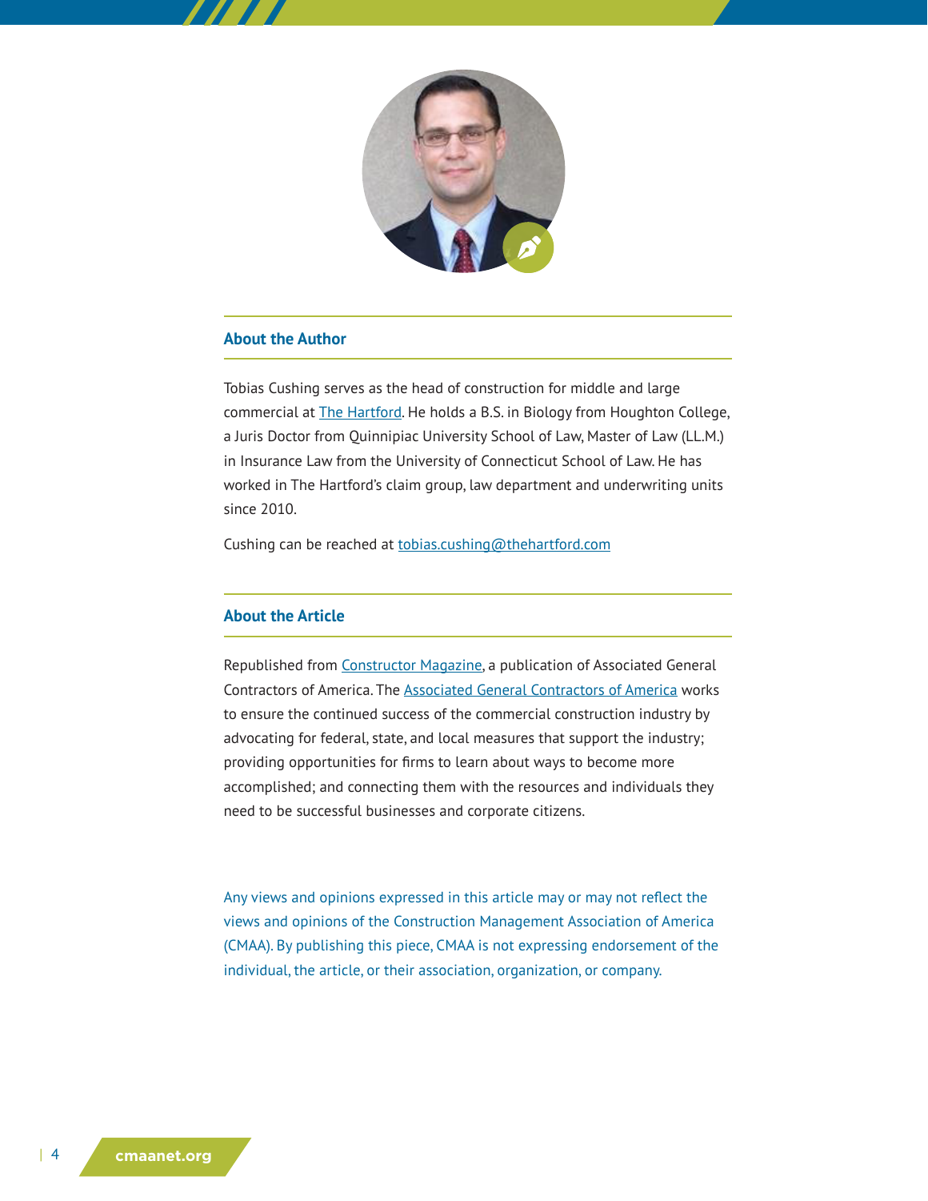## About the Author

Tobias Cushing serves as the head of construction for middle and large commercial at The Hartford. He holds a B.S. in Biology from Houghton College, a Juris Doctor from Quinnipiac University School of Law, Master of Law (LL.M.) in Insurance Law from the University of Connecticut School of Law. He has worked in The Hartford's claim group, law department and underwriting units since 2010.

Cushing can be reached at tobias.cushing@thehartford.com

## About the Article

Republished from Constructor Magazine, a publication of Associated General Contractors of America. The Associated General Contractors of America works to ensure the continued success of the commercial construction industry by advocating for federal, state, and local measures that support the industry; providing opportunities for firms to learn about ways to become more accomplished; and connecting them with the resources and individuals they need to be successful businesses and corporate citizens.

Any views and opinions expressed in this article may or may not reflect the views and opinions of the Construction Management Association of America (CMAA). By publishing this piece, CMAA is not expressing endorsement of the individual, the article, or their association, organization, or company.